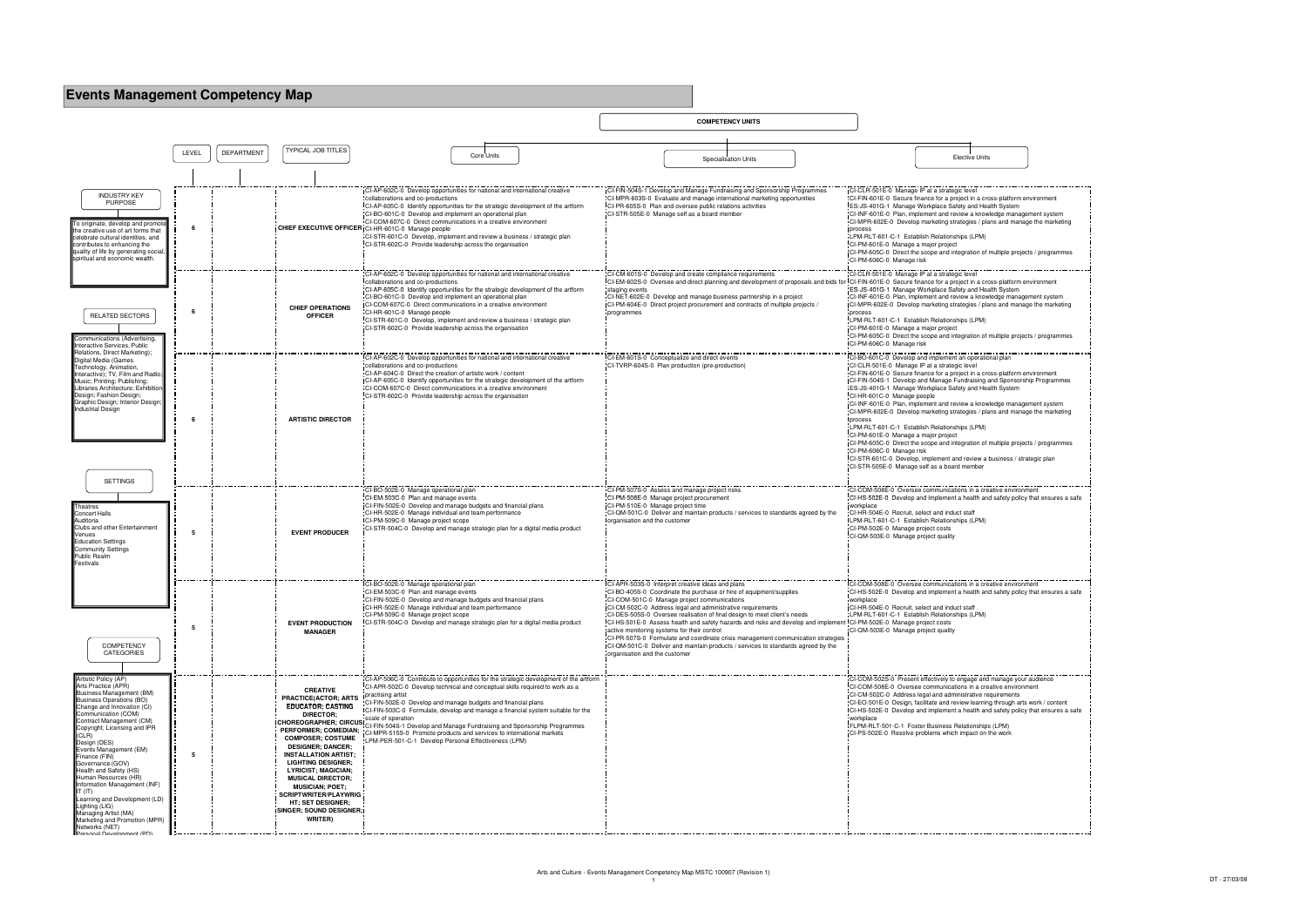# Events Management Competency Map

**INDUSTRY KEY PURPOSE**

To originate, develop and promote the creative use of art forms that celebrate cultural identities, and contributes to enhancing the quality of life by generating social, spiritual and economic wealth.

**RELATED SECTORS**

Communications (Advertising, Interactive Services, Public Relations, Direct Marketing); Digital Media (Games Technology, Animation, Interactive); TV, Film and Radio; Music; Printing; Publishing; Libraries Architecture; Exhibition Design; Fashion Design; Graphic Design; Interior Design; Industrial Design

**SETTINGS**

Theatres
Concert Halls
Auditoria
Clubs and other Entertainment Venues
Education Settings
Community Settings
Public Realm
Festivals

**COMPETENCY CATEGORIES**

Artistic Policy (AP)
Arts Practice (APR)
Business Management (BM)
Business Operations (BO)
Change and Innovation (CI)
Communication (COM)
Contract Management (CM)
Copyright, Licensing and IPR (CLR)
Design (DES)
Events Management (EM)
Finance (FIN)
Governance (GOV)
Health and Safety (HS)
Human Resources (HR)
Information Management (INF)
IT (IT)
Learning and Development (LD)
Lighting (LIG)
Managing Artist (MA)
Marketing and Promotion (MPR)
Networks (NET)
Personal Development (PD)

**COMPETENCY UNITS**

| LEVEL | DEPARTMENT | TYPICAL JOB TITLES | Core Units | Specialisation Units | Elective Units |
|---|---|---|---|---|---|
| 6 | | **CHIEF EXECUTIVE OFFICER** | CI-AP-602C-0 Develop opportunities for national and international creative collaborations and co-productions<br>CI-AP-605C-0 Identify opportunities for the strategic development of the artform<br>CI-BO-601C-0 Develop and implement an operational plan<br>CI-COM-607C-0 Direct communications in a creative environment<br>CI-HR-601C-0 Manage people<br>CI-STR-601C-0 Develop, implement and review a business / strategic plan<br>CI-STR-602C-0 Provide leadership across the organisation | CI-FIN-504S-1 Develop and Manage Fundraising and Sponsorship Programmes<br>CI-MPR-603S-0 Evaluate and manage international marketing opportunities<br>CI-PR-605S-0 Plan and oversee public relations activities<br>CI-STR-505E-0 Manage self as a board member | CI-CLR-501E-0 Manage IP at a strategic level<br>CI-FIN-601E-0 Secure finance for a project in a cross-platform environment<br>ES-JS-401G-1 Manage Workplace Safety and Health System<br>CI-INF-601E-0 Plan, implement and review a knowledge management system<br>CI-MPR-602E-0 Develop marketing strategies / plans and manage the marketing process<br>LPM-RLT-601-C-1 Establish Relationships (LPM)<br>CI-PM-601E-0 Manage a major project<br>CI-PM-605C-0 Direct the scope and integration of multiple projects / programmes<br>CI-PM-606C-0 Manage risk |
| 6 | | **CHIEF OPERATIONS OFFICER** | CI-AP-602C-0 Develop opportunities for national and international creative collaborations and co-productions<br>CI-AP-605C-0 Identify opportunities for the strategic development of the artform<br>CI-BO-601C-0 Develop and implement an operational plan<br>CI-COM-607C-0 Direct communications in a creative environment<br>CI-HR-601C-0 Manage people<br>CI-STR-601C-0 Develop, implement and review a business / strategic plan<br>CI-STR-602C-0 Provide leadership across the organisation | CI-CM-601S-0 Develop and create compliance requirements<br>CI-EM-602S-0 Oversee and direct planning and development of proposals and bids for staging events<br>CI-NET-602E-0 Develop and manage business partnership in a project<br>CI-PM-604E-0 Direct project procurement and contracts of multiple projects / programmes | CI-CLR-501E-0 Manage IP at a strategic level<br>CI-FIN-601E-0 Secure finance for a project in a cross-platform environment<br>ES-JS-401G-1 Manage Workplace Safety and Health System<br>CI-INF-601E-0 Plan, implement and review a knowledge management system<br>CI-MPR-602E-0 Develop marketing strategies / plans and manage the marketing process<br>LPM-RLT-601-C-1 Establish Relationships (LPM)<br>CI-PM-601E-0 Manage a major project<br>CI-PM-605C-0 Direct the scope and integration of multiple projects / programmes<br>CI-PM-606C-0 Manage risk |
| 6 | | **ARTISTIC DIRECTOR** | CI-AP-602C-0 Develop opportunities for national and international creative collaborations and co-productions<br>CI-AP-604C-0 Direct the creation of artistic work / content<br>CI-AP-605C-0 Identify opportunities for the strategic development of the artform<br>CI-COM-607C-0 Direct communications in a creative environment<br>CI-STR-602C-0 Provide leadership across the organisation | CI-EM-601S-0 Conceptualize and direct events<br>CI-TVRP-604S-0 Plan production (pre-production) | CI-BO-601C-0 Develop and implement an operational plan<br>CI-CLR-501E-0 Manage IP at a strategic level<br>CI-FIN-601E-0 Secure finance for a project in a cross-platform environment<br>CI-FIN-504S-1 Develop and Manage Fundraising and Sponsorship Programmes<br>ES-JS-401G-1 Manage Workplace Safety and Health System<br>CI-HR-601C-0 Manage people<br>CI-INF-601E-0 Plan, implement and review a knowledge management system<br>CI-MPR-602E-0 Develop marketing strategies / plans and manage the marketing process<br>LPM-RLT-601-C-1 Establish Relationships (LPM)<br>CI-PM-601E-0 Manage a major project<br>CI-PM-605C-0 Direct the scope and integration of multiple projects / programmes<br>CI-PM-606C-0 Manage risk<br>CI-STR-601C-0 Develop, implement and review a business / strategic plan<br>CI-STR-505E-0 Manage self as a board member |
| 5 | | **EVENT PRODUCER** | CI-BO-502E-0 Manage operational plan<br>CI-EM-503C-0 Plan and manage events<br>CI-FIN-502E-0 Develop and manage budgets and financial plans<br>CI-HR-502E-0 Manage individual and team performance<br>CI-PM-509C-0 Manage project scope<br>CI-STR-504C-0 Develop and manage strategic plan for a digital media product | CI-PM-507S-0 Assess and manage project risks<br>CI-PM-508E-0 Manage project procurement<br>CI-PM-510E-0 Manage project time<br>CI-QM-501C-0 Deliver and maintain products / services to standards agreed by the organisation and the customer | CI-COM-508E-0 Oversee communications in a creative environment<br>CI-HS-502E-0 Develop and implement a health and safety policy that ensures a safe workplace<br>CI-HR-504E-0 Recruit, select and induct staff<br>LPM-RLT-601-C-1 Establish Relationships (LPM)<br>CI-PM-502E-0 Manage project costs<br>CI-QM-503E-0 Manage project quality |
| 5 | | **EVENT PRODUCTION MANAGER** | CI-BO-502E-0 Manage operational plan<br>CI-EM-503C-0 Plan and manage events<br>CI-FIN-502E-0 Develop and manage budgets and financial plans<br>CI-HR-502E-0 Manage individual and team performance<br>CI-PM-509C-0 Manage project scope<br>CI-STR-504C-0 Develop and manage strategic plan for a digital media product | CI-APR-503S-0 Interpret creative ideas and plans<br>CI-BO-405S-0 Coordinate the purchase or hire of equipment/supplies<br>CI-COM-501C-0 Manage project communications<br>CI-CM-502C-0 Address legal and administrative requirements<br>CI-DES-505S-0 Oversee realisation of final design to meet client's needs<br>CI-HS-501E-0 Assess health and safety hazards and risks and develop and implement active monitoring systems for their control<br>CI-PR-507S-0 Formulate and coordinate crisis management communication strategies<br>CI-QM-501C-0 Deliver and maintain products / services to standards agreed by the organisation and the customer | CI-COM-508E-0 Oversee communications in a creative environment<br>CI-HS-502E-0 Develop and implement a health and safety policy that ensures a safe workplace<br>CI-HR-504E-0 Recruit, select and induct staff<br>LPM-RLT-601-C-1 Establish Relationships (LPM)<br>CI-PM-502E-0 Manage project costs<br>CI-QM-503E-0 Manage project quality |
| 5 | | **CREATIVE PRACTICE(ACTOR; ARTS EDUCATOR; CASTING DIRECTOR; CHOREOGRAPHER; CIRCUS PERFORMER; COMEDIAN; COMPOSER; COSTUME DESIGNER; DANCER; INSTALLATION ARTIST; LIGHTING DESIGNER; LYRICIST; MAGICIAN; MUSICAL DIRECTOR; MUSICIAN; POET; SCRIPTWRITER/PLAYWRIGHT; SET DESIGNER; SINGER; SOUND DESIGNER; WRITER)** | CI-AP-506C-0 Contribute to opportunities for the strategic development of the artform<br>CI-APR-502C-0 Develop technical and conceptual skills required to work as a practising artist<br>CI-FIN-502E-0 Develop and manage budgets and financial plans<br>CI-FIN-503C-0 Formulate, develop and manage a financial system suitable for the scale of operation<br>CI-FIN-504S-1 Develop and Manage Fundraising and Sponsorship Programmes<br>CI-MPR-515S-0 Promote products and services to international markets<br>LPM-PER-501-C-1 Develop Personal Effectiveness (LPM) | | CI-COM-502S-0 Present effectively to engage and manage your audience<br>CI-COM-508E-0 Oversee communications in a creative environment<br>CI-CM-502C-0 Address legal and administrative requirements<br>CI-EO-501E-0 Design, facilitate and review learning through arts work / content<br>CI-HS-502E-0 Develop and implement a health and safety policy that ensures a safe workplace<br>FLPM-RLT-501-C-1 Foster Business Relationships (LPM)<br>CI-PS-502E-0 Resolve problems which impact on the work |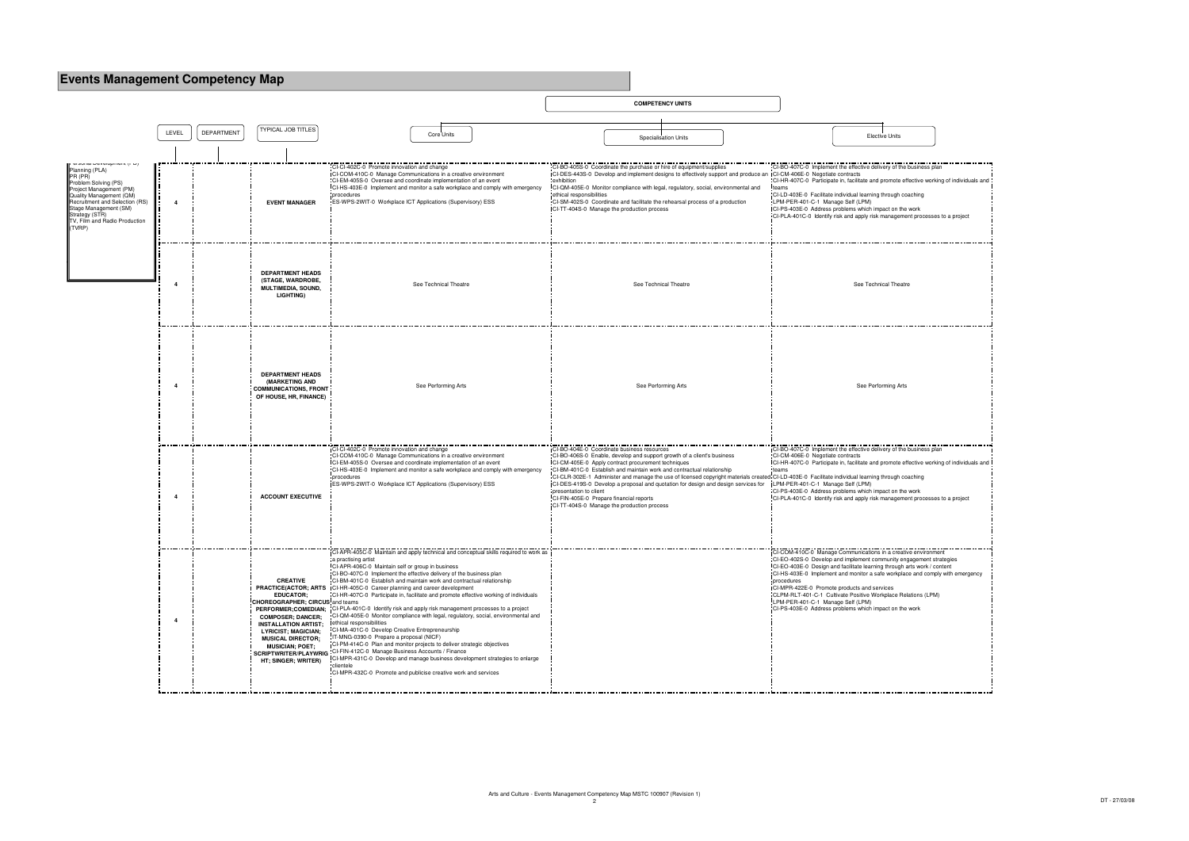# Events Management Competency Map

Personal Development (PD)
Planning (PLA)
PR (PR)
Problem Solving (PS)
Project Management (PM)
Quality Management (QM)
Recruitment and Selection (RS)
Stage Management (SM)
Strategy (STR)
TV, Film and Radio Production (TVRP)

| LEVEL | DEPARTMENT | TYPICAL JOB TITLES | Core Units | Specialisation Units | Elective Units |
|---|---|---|---|---|---|
| 4 | | **EVENT MANAGER** | CI-CI-402C-0 Promote innovation and change<br>CI-COM-410C-0 Manage Communications in a creative environment<br>CI-EM-405S-0 Oversee and coordinate implementation of an event<br>CI-HS-403E-0 Implement and monitor a safe workplace and comply with emergency procedures<br>ES-WPS-2WIT-0 Workplace ICT Applications (Supervisory) ESS | CI-BO-405S-0 Coordinate the purchase or hire of equipment/supplies<br>CI-DES-443S-0 Develop and implement designs to effectively support and produce an exhibition<br>CI-QM-405E-0 Monitor compliance with legal, regulatory, social, environmental and ethical responsibilities<br>CI-SM-402S-0 Coordinate and facilitate the rehearsal process of a production<br>CI-TT-404S-0 Manage the production process | CI-BO-407C-0 Implement the effective delivery of the business plan<br>CI-CM-406E-0 Negotiate contracts<br>CI-HR-407C-0 Participate in, facilitate and promote effective working of individuals and teams<br>CI-LD-403E-0 Facilitate individual learning through coaching<br>LPM-PER-401-C-1 Manage Self (LPM)<br>CI-PS-403E-0 Address problems which impact on the work<br>CI-PLA-401C-0 Identify risk and apply risk management processes to a project |
| 4 | | **DEPARTMENT HEADS (STAGE, WARDROBE, MULTIMEDIA, SOUND, LIGHTING)** | See Technical Theatre | See Technical Theatre | See Technical Theatre |
| 4 | | **DEPARTMENT HEADS (MARKETING AND COMMUNICATIONS, FRONT OF HOUSE, HR, FINANCE)** | See Performing Arts | See Performing Arts | See Performing Arts |
| 4 | | **ACCOUNT EXECUTIVE** | CI-CI-402C-0 Promote innovation and change<br>CI-COM-410C-0 Manage Communications in a creative environment<br>CI-EM-405S-0 Oversee and coordinate implementation of an event<br>CI-HS-403E-0 Implement and monitor a safe workplace and comply with emergency procedures<br>ES-WPS-2WIT-0 Workplace ICT Applications (Supervisory) ESS | CI-BO-404E-0 Coordinate business resources<br>CI-BO-406S-0 Enable, develop and support growth of a client's business<br>CI-CM-405E-0 Apply contract procurement techniques<br>CI-BM-401C-0 Establish and maintain work and contractual relationship<br>CI-CLR-302E-1 Administer and manage the use of licensed copyright materials created<br>CI-DES-419S-0 Develop a proposal and quotation for design and design services for presentation to client<br>CI-FIN-405E-0 Prepare financial reports<br>CI-TT-404S-0 Manage the production process | CI-BO-407C-0 Implement the effective delivery of the business plan<br>CI-CM-406E-0 Negotiate contracts<br>CI-HR-407C-0 Participate in, facilitate and promote effective working of individuals and teams<br>CI-LD-403E-0 Facilitate individual learning through coaching<br>LPM-PER-401-C-1 Manage Self (LPM)<br>CI-PS-403E-0 Address problems which impact on the work<br>CI-PLA-401C-0 Identify risk and apply risk management processes to a project |
| 4 | | **CREATIVE PRACTICE(ACTOR; ARTS EDUCATOR; CHOREOGRAPHER; CIRCUS PERFORMER;COMEDIAN; COMPOSER; DANCER; INSTALLATION ARTIST; LYRICIST; MAGICIAN; MUSICAL DIRECTOR; MUSICIAN; POET; SCRIPTWRITER/PLAYWRIGHT; SINGER; WRITER)** | CI-APR-405C-0 Maintain and apply technical and conceptual skills required to work as a practising artist<br>CI-APR-406C-0 Maintain self or group in business<br>CI-BO-407C-0 Implement the effective delivery of the business plan<br>CI-BM-401C-0 Establish and maintain work and contractual relationship<br>CI-HR-405C-0 Career planning and career development<br>CI-HR-407C-0 Participate in, facilitate and promote effective working of individuals and teams<br>CI-PLA-401C-0 Identify risk and apply risk management processes to a project<br>CI-QM-405E-0 Monitor compliance with legal, regulatory, social, environmental and ethical responsibilities<br>CI-MA-401C-0 Develop Creative Entrepreneurship<br>IT-MNG-0390-0 Prepare a proposal (NICF)<br>CI-PM-414C-0 Plan and monitor projects to deliver strategic objectives<br>CI-FIN-412C-0 Manage Business Accounts / Finance<br>CI-MPR-431C-0 Develop and manage business development strategies to enlarge clientele<br>CI-MPR-432C-0 Promote and publicise creative work and services | | CI-COM-410C-0 Manage Communications in a creative environment<br>CI-EO-402S-0 Develop and implement community engagement strategies<br>CI-EO-403E-0 Design and facilitate learning through arts work / content<br>CI-HS-403E-0 Implement and monitor a safe workplace and comply with emergency procedures<br>CI-MPR-422E-0 Promote products and services<br>CLPM-RLT-401-C-1 Cultivate Positive Workplace Relations (LPM)<br>LPM-PER-401-C-1 Manage Self (LPM)<br>CI-PS-403E-0 Address problems which impact on the work |

Arts and Culture - Events Management Competency Map MSTC 100907 (Revision 1)

DT - 27/03/08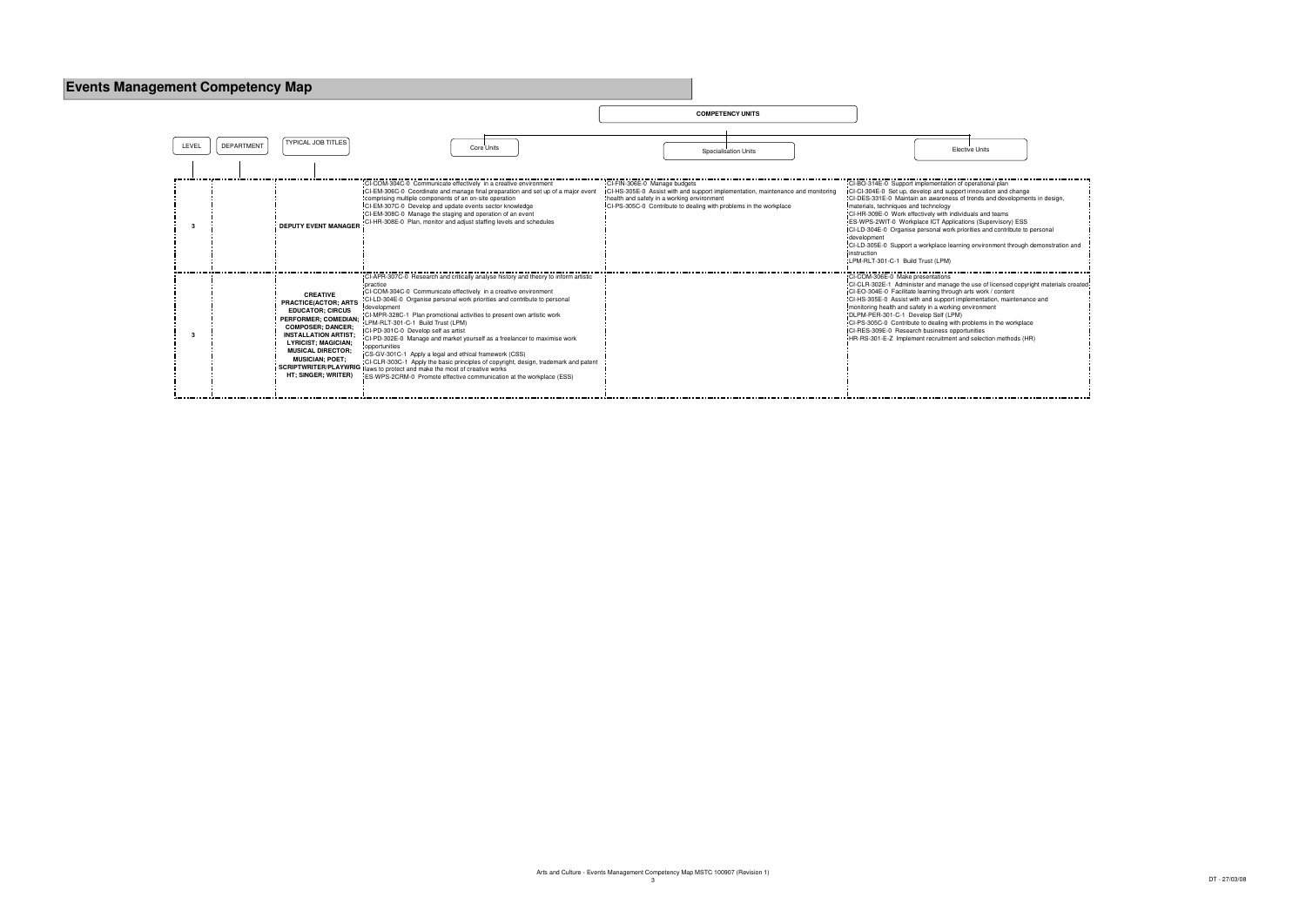# Events Management Competency Map

| LEVEL | DEPARTMENT | TYPICAL JOB TITLES | COMPETENCY UNITS: Core Units | Specialisation Units | Elective Units |
|---|---|---|---|---|---|
| 3 | | **DEPUTY EVENT MANAGER** | CI-COM-304C-0 Communicate effectively in a creative environment<br>CI-EM-306C-0 Coordinate and manage final preparation and set up of a major event comprising multiple components of an on-site operation<br>CI-EM-307C-0 Develop and update events sector knowledge<br>CI-EM-308C-0 Manage the staging and operation of an event<br>CI-HR-308E-0 Plan, monitor and adjust staffing levels and schedules | CI-FIN-306E-0 Manage budgets<br>CI-HS-305E-0 Assist with and support implementation, maintenance and monitoring health and safety in a working environment<br>CI-PS-305C-0 Contribute to dealing with problems in the workplace | CI-BO-314E-0 Support implementation of operational plan<br>CI-CI-304E-0 Set up, develop and support innovation and change<br>CI-DES-331E-0 Maintain an awareness of trends and developments in design, materials, techniques and technology<br>CI-HR-309E-0 Work effectively with individuals and teams<br>ES-WPS-2WIT-0 Workplace ICT Applications (Supervisory) ESS<br>CI-LD-304E-0 Organise personal work priorities and contribute to personal development<br>CI-LD-305E-0 Support a workplace learning environment through demonstration and instruction<br>LPM-RLT-301-C-1 Build Trust (LPM) |
| 3 | | **CREATIVE PRACTICE(ACTOR; ARTS EDUCATOR; CIRCUS PERFORMER; COMEDIAN; COMPOSER; DANCER; INSTALLATION ARTIST; LYRICIST; MAGICIAN; MUSICAL DIRECTOR; MUSICIAN; POET; SCRIPTWRITER/PLAYWRIGHT; SINGER; WRITER)** | CI-APR-307C-0 Research and critically analyse history and theory to inform artistic practice<br>CI-COM-304C-0 Communicate effectively in a creative environment<br>CI-LD-304E-0 Organise personal work priorities and contribute to personal development<br>CI-MPR-328C-1 Plan promotional activities to present own artistic work<br>LPM-RLT-301-C-1 Build Trust (LPM)<br>CI-PD-301C-0 Develop self as artist<br>CI-PD-302E-0 Manage and market yourself as a freelancer to maximise work opportunities<br>CS-GV-301C-1 Apply a legal and ethical framework (CSS)<br>CI-CLR-303C-1 Apply the basic principles of copyright, design, trademark and patent laws to protect and make the most of creative works<br>ES-WPS-2CRM-0 Promote effective communication at the workplace (ESS) | | CI-COM-306E-0 Make presentations<br>CI-CLR-302E-1 Administer and manage the use of licensed copyright materials created<br>CI-EO-304E-0 Facilitate learning through arts work / content<br>CI-HS-305E-0 Assist with and support implementation, maintenance and monitoring health and safety in a working environment<br>DLPM-PER-301-C-1 Develop Self (LPM)<br>CI-PS-305C-0 Contribute to dealing with problems in the workplace<br>CI-RES-309E-0 Research business opportunities<br>HR-RS-301-E-Z Implement recruitment and selection methods (HR) |

Arts and Culture - Events Management Competency Map MSTC 100907 (Revision 1)

DT - 27/03/08